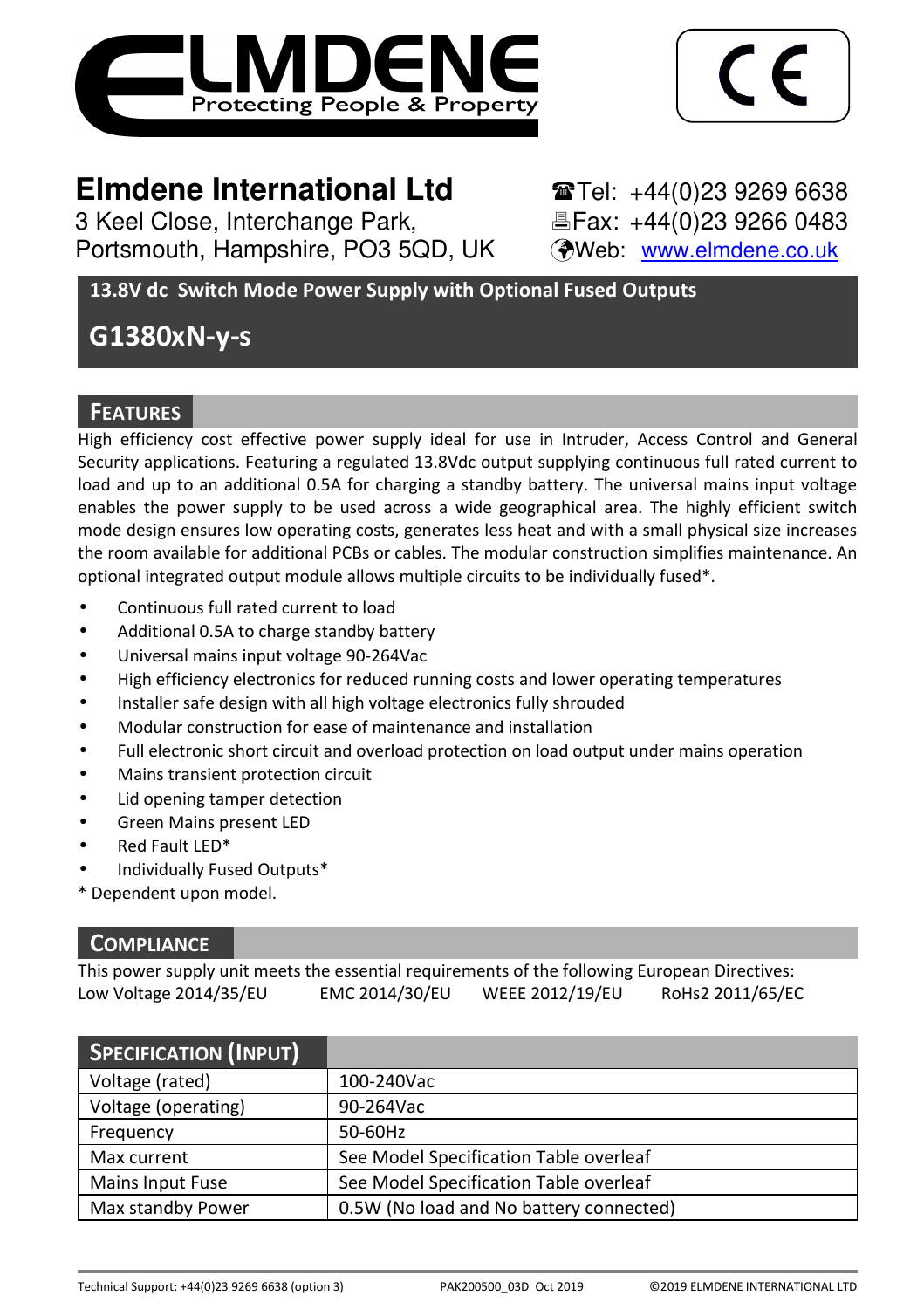ELMDENE
Protecting People & Property

CE

**Elmdene International Ltd**
3 Keel Close, Interchange Park,
Portsmouth, Hampshire, PO3 5QD, UK

Tel: +44(0)23 9269 6638
Fax: +44(0)23 9266 0483
Web: www.elmdene.co.uk

**13.8V dc Switch Mode Power Supply with Optional Fused Outputs**

# G1380xN-y-s

## FEATURES

High efficiency cost effective power supply ideal for use in Intruder, Access Control and General Security applications. Featuring a regulated 13.8Vdc output supplying continuous full rated current to load and up to an additional 0.5A for charging a standby battery. The universal mains input voltage enables the power supply to be used across a wide geographical area. The highly efficient switch mode design ensures low operating costs, generates less heat and with a small physical size increases the room available for additional PCBs or cables. The modular construction simplifies maintenance. An optional integrated output module allows multiple circuits to be individually fused*.

- Continuous full rated current to load
- Additional 0.5A to charge standby battery
- Universal mains input voltage 90-264Vac
- High efficiency electronics for reduced running costs and lower operating temperatures
- Installer safe design with all high voltage electronics fully shrouded
- Modular construction for ease of maintenance and installation
- Full electronic short circuit and overload protection on load output under mains operation
- Mains transient protection circuit
- Lid opening tamper detection
- Green Mains present LED
- Red Fault LED*
- Individually Fused Outputs*

\* Dependent upon model.

## COMPLIANCE

This power supply unit meets the essential requirements of the following European Directives:
Low Voltage 2014/35/EU    EMC 2014/30/EU    WEEE 2012/19/EU    RoHs2 2011/65/EC

| SPECIFICATION (INPUT) | |
|---|---|
| Voltage (rated) | 100-240Vac |
| Voltage (operating) | 90-264Vac |
| Frequency | 50-60Hz |
| Max current | See Model Specification Table overleaf |
| Mains Input Fuse | See Model Specification Table overleaf |
| Max standby Power | 0.5W (No load and No battery connected) |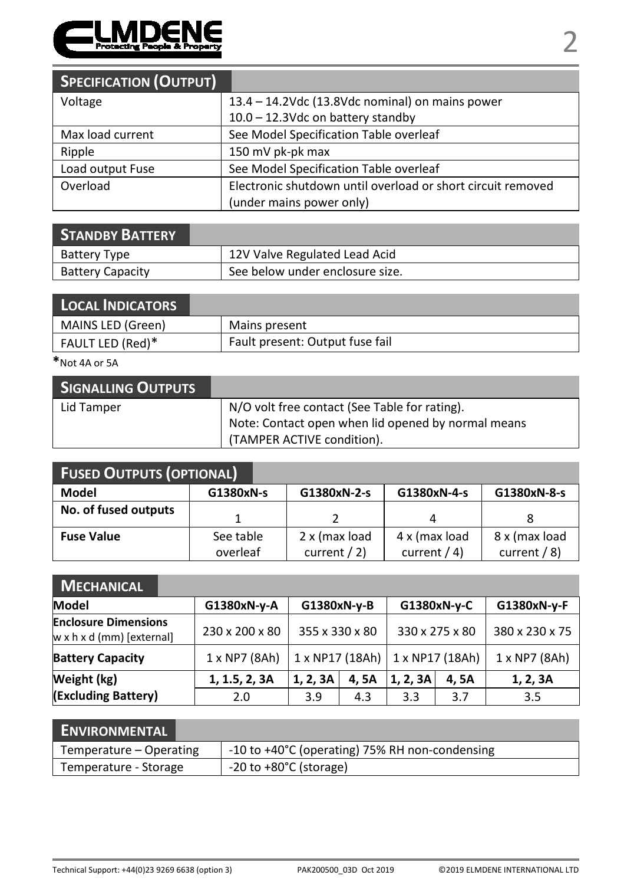## Specification (Output)

| Specification (Output) | |
|---|---|
| Voltage | 13.4 – 14.2Vdc (13.8Vdc nominal) on mains power<br>10.0 – 12.3Vdc on battery standby |
| Max load current | See Model Specification Table overleaf |
| Ripple | 150 mV pk-pk max |
| Load output Fuse | See Model Specification Table overleaf |
| Overload | Electronic shutdown until overload or short circuit removed (under mains power only) |

## Standby Battery

| Standby Battery | |
|---|---|
| Battery Type | 12V Valve Regulated Lead Acid |
| Battery Capacity | See below under enclosure size. |

## Local Indicators

| Local Indicators | |
|---|---|
| MAINS LED (Green) | Mains present |
| FAULT LED (Red)* | Fault present: Output fuse fail |

*Not 4A or 5A

## Signalling Outputs

| Signalling Outputs | |
|---|---|
| Lid Tamper | N/O volt free contact (See Table for rating).<br>Note: Contact open when lid opened by normal means (TAMPER ACTIVE condition). |

## Fused Outputs (Optional)

| Model | G1380xN-s | G1380xN-2-s | G1380xN-4-s | G1380xN-8-s |
|---|---|---|---|---|
| **No. of fused outputs** | 1 | 2 | 4 | 8 |
| **Fuse Value** | See table overleaf | 2 x (max load current / 2) | 4 x (max load current / 4) | 8 x (max load current / 8) |

## Mechanical

| Model | G1380xN-y-A | G1380xN-y-B | | G1380xN-y-C | | G1380xN-y-F |
|---|---|---|---|---|---|---|
| **Enclosure Dimensions** w x h x d (mm) [external] | 230 x 200 x 80 | 355 x 330 x 80 | | 330 x 275 x 80 | | 380 x 230 x 75 |
| **Battery Capacity** | 1 x NP7 (8Ah) | 1 x NP17 (18Ah) | | 1 x NP17 (18Ah) | | 1 x NP7 (8Ah) |
| **Weight (kg) (Excluding Battery)** | **1, 1.5, 2, 3A** | **1, 2, 3A** | **4, 5A** | **1, 2, 3A** | **4, 5A** | **1, 2, 3A** |
| | 2.0 | 3.9 | 4.3 | 3.3 | 3.7 | 3.5 |

## Environmental

| Environmental | |
|---|---|
| Temperature – Operating | -10 to +40°C (operating) 75% RH non-condensing |
| Temperature - Storage | -20 to +80°C (storage) |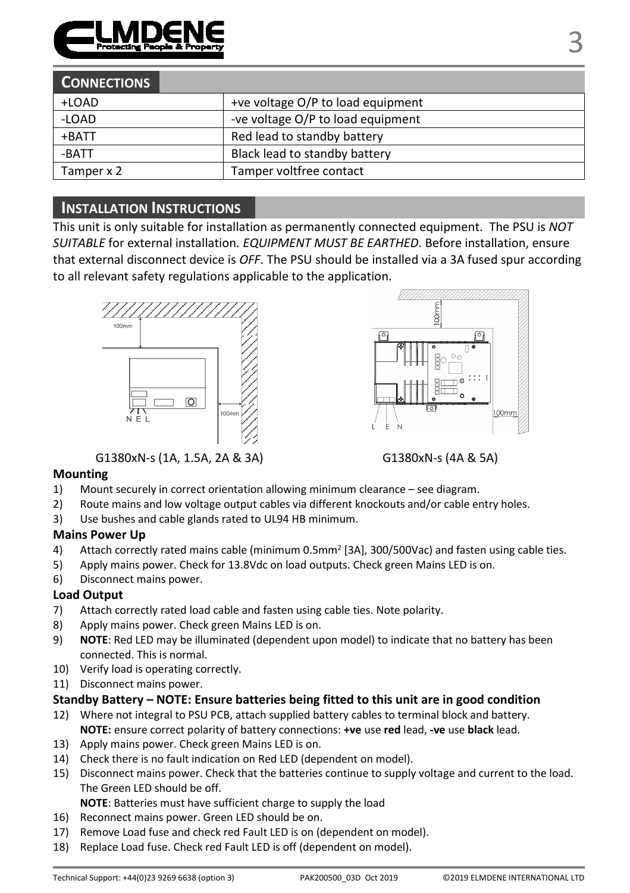## Connections

| +LOAD | +ve voltage O/P to load equipment |
|---|---|
| -LOAD | -ve voltage O/P to load equipment |
| +BATT | Red lead to standby battery |
| -BATT | Black lead to standby battery |
| Tamper x 2 | Tamper voltfree contact |

## Installation Instructions

This unit is only suitable for installation as permanently connected equipment. The PSU is *NOT SUITABLE* for external installation. *EQUIPMENT MUST BE EARTHED*. Before installation, ensure that external disconnect device is *OFF*. The PSU should be installed via a 3A fused spur according to all relevant safety regulations applicable to the application.

G1380xN-s (1A, 1.5A, 2A & 3A)

G1380xN-s (4A & 5A)

### Mounting

1) Mount securely in correct orientation allowing minimum clearance – see diagram.
2) Route mains and low voltage output cables via different knockouts and/or cable entry holes.
3) Use bushes and cable glands rated to UL94 HB minimum.

### Mains Power Up

4) Attach correctly rated mains cable (minimum 0.5mm$^2$ [3A], 300/500Vac) and fasten using cable ties.
5) Apply mains power. Check for 13.8Vdc on load outputs. Check green Mains LED is on.
6) Disconnect mains power.

### Load Output

7) Attach correctly rated load cable and fasten using cable ties. Note polarity.
8) Apply mains power. Check green Mains LED is on.
9) **NOTE**: Red LED may be illuminated (dependent upon model) to indicate that no battery has been connected. This is normal.
10) Verify load is operating correctly.
11) Disconnect mains power.

### Standby Battery – NOTE: Ensure batteries being fitted to this unit are in good condition

12) Where not integral to PSU PCB, attach supplied battery cables to terminal block and battery.
    **NOTE:** ensure correct polarity of battery connections: **+ve** use **red** lead, **-ve** use **black** lead.
13) Apply mains power. Check green Mains LED is on.
14) Check there is no fault indication on Red LED (dependent on model).
15) Disconnect mains power. Check that the batteries continue to supply voltage and current to the load. The Green LED should be off.
    **NOTE**: Batteries must have sufficient charge to supply the load
16) Reconnect mains power. Green LED should be on.
17) Remove Load fuse and check red Fault LED is on (dependent on model).
18) Replace Load fuse. Check red Fault LED is off (dependent on model).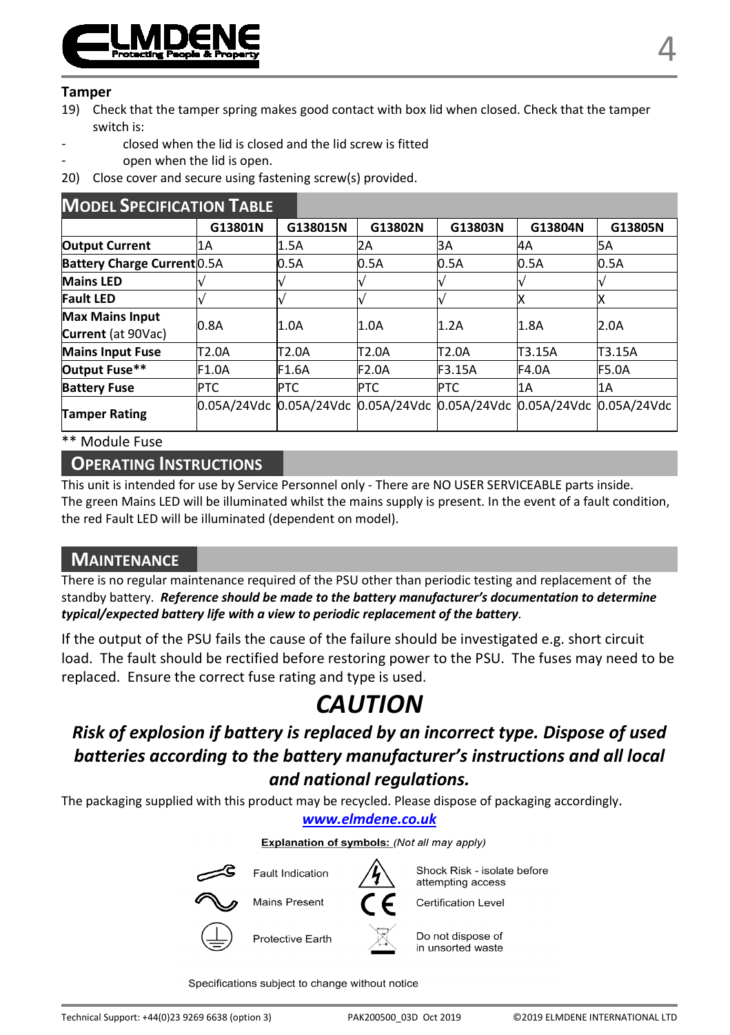### Tamper

19) Check that the tamper spring makes good contact with box lid when closed. Check that the tamper switch is:
   - closed when the lid is closed and the lid screw is fitted
   - open when the lid is open.
20) Close cover and secure using fastening screw(s) provided.

## MODEL SPECIFICATION TABLE

| | G13801N | G138015N | G13802N | G13803N | G13804N | G13805N |
|---|---|---|---|---|---|---|
| **Output Current** | 1A | 1.5A | 2A | 3A | 4A | 5A |
| **Battery Charge Current** | 0.5A | 0.5A | 0.5A | 0.5A | 0.5A | 0.5A |
| **Mains LED** | √ | √ | √ | √ | √ | √ |
| **Fault LED** | √ | √ | √ | √ | X | X |
| **Max Mains Input Current** (at 90Vac) | 0.8A | 1.0A | 1.0A | 1.2A | 1.8A | 2.0A |
| **Mains Input Fuse** | T2.0A | T2.0A | T2.0A | T2.0A | T3.15A | T3.15A |
| **Output Fuse**** | F1.0A | F1.6A | F2.0A | F3.15A | F4.0A | F5.0A |
| **Battery Fuse** | PTC | PTC | PTC | PTC | 1A | 1A |
| **Tamper Rating** | 0.05A/24Vdc | 0.05A/24Vdc | 0.05A/24Vdc | 0.05A/24Vdc | 0.05A/24Vdc | 0.05A/24Vdc |

** Module Fuse

## OPERATING INSTRUCTIONS

This unit is intended for use by Service Personnel only - There are NO USER SERVICEABLE parts inside.
The green Mains LED will be illuminated whilst the mains supply is present. In the event of a fault condition, the red Fault LED will be illuminated (dependent on model).

## MAINTENANCE

There is no regular maintenance required of the PSU other than periodic testing and replacement of the standby battery. ***Reference should be made to the battery manufacturer's documentation to determine typical/expected battery life with a view to periodic replacement of the battery***.

If the output of the PSU fails the cause of the failure should be investigated e.g. short circuit load. The fault should be rectified before restoring power to the PSU. The fuses may need to be replaced. Ensure the correct fuse rating and type is used.

## *CAUTION*

***Risk of explosion if battery is replaced by an incorrect type. Dispose of used batteries according to the battery manufacturer's instructions and all local and national regulations.***

The packaging supplied with this product may be recycled. Please dispose of packaging accordingly.

***www.elmdene.co.uk***

**Explanation of symbols:** *(Not all may apply)*

Fault Indication

Mains Present

Protective Earth

Shock Risk - isolate before attempting access

Certification Level

Do not dispose of in unsorted waste

Specifications subject to change without notice

Technical Support: +44(0)23 9269 6638 (option 3) PAK200500_03D Oct 2019 ©2019 ELMDENE INTERNATIONAL LTD